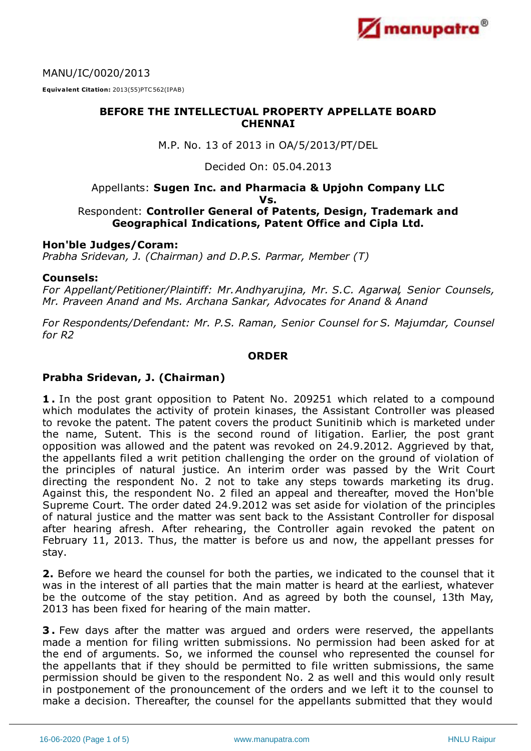MANU/IC/0020/2013

**Equivalent Citation:** 2013(55)PTC562(IPAB)

## BEFORE THE INTELLECTUAL PROPERTY APPELLATE BOARD CHENNAI

M.P. No. 13 of 2013 in OA/5/2013/PT/DEL

Decided On: 05.04.2013

Appellants: **Sugen Inc. and Pharmacia & Upjohn Company LLC**
**Vs.**
Respondent: **Controller General of Patents, Design, Trademark and Geographical Indications, Patent Office and Cipla Ltd.**

**Hon'ble Judges/Coram:**
*Prabha Sridevan, J. (Chairman) and D.P.S. Parmar, Member (T)*

**Counsels:**
*For Appellant/Petitioner/Plaintiff: Mr. Andhyarujina, Mr. S.C. Agarwal, Senior Counsels, Mr. Praveen Anand and Ms. Archana Sankar, Advocates for Anand & Anand*

*For Respondents/Defendant: Mr. P.S. Raman, Senior Counsel for S. Majumdar, Counsel for R2*

### ORDER

### Prabha Sridevan, J. (Chairman)

**1.** In the post grant opposition to Patent No. 209251 which related to a compound which modulates the activity of protein kinases, the Assistant Controller was pleased to revoke the patent. The patent covers the product Sunitinib which is marketed under the name, Sutent. This is the second round of litigation. Earlier, the post grant opposition was allowed and the patent was revoked on 24.9.2012. Aggrieved by that, the appellants filed a writ petition challenging the order on the ground of violation of the principles of natural justice. An interim order was passed by the Writ Court directing the respondent No. 2 not to take any steps towards marketing its drug. Against this, the respondent No. 2 filed an appeal and thereafter, moved the Hon'ble Supreme Court. The order dated 24.9.2012 was set aside for violation of the principles of natural justice and the matter was sent back to the Assistant Controller for disposal after hearing afresh. After rehearing, the Controller again revoked the patent on February 11, 2013. Thus, the matter is before us and now, the appellant presses for stay.

**2.** Before we heard the counsel for both the parties, we indicated to the counsel that it was in the interest of all parties that the main matter is heard at the earliest, whatever be the outcome of the stay petition. And as agreed by both the counsel, 13th May, 2013 has been fixed for hearing of the main matter.

**3.** Few days after the matter was argued and orders were reserved, the appellants made a mention for filing written submissions. No permission had been asked for at the end of arguments. So, we informed the counsel who represented the counsel for the appellants that if they should be permitted to file written submissions, the same permission should be given to the respondent No. 2 as well and this would only result in postponement of the pronouncement of the orders and we left it to the counsel to make a decision. Thereafter, the counsel for the appellants submitted that they would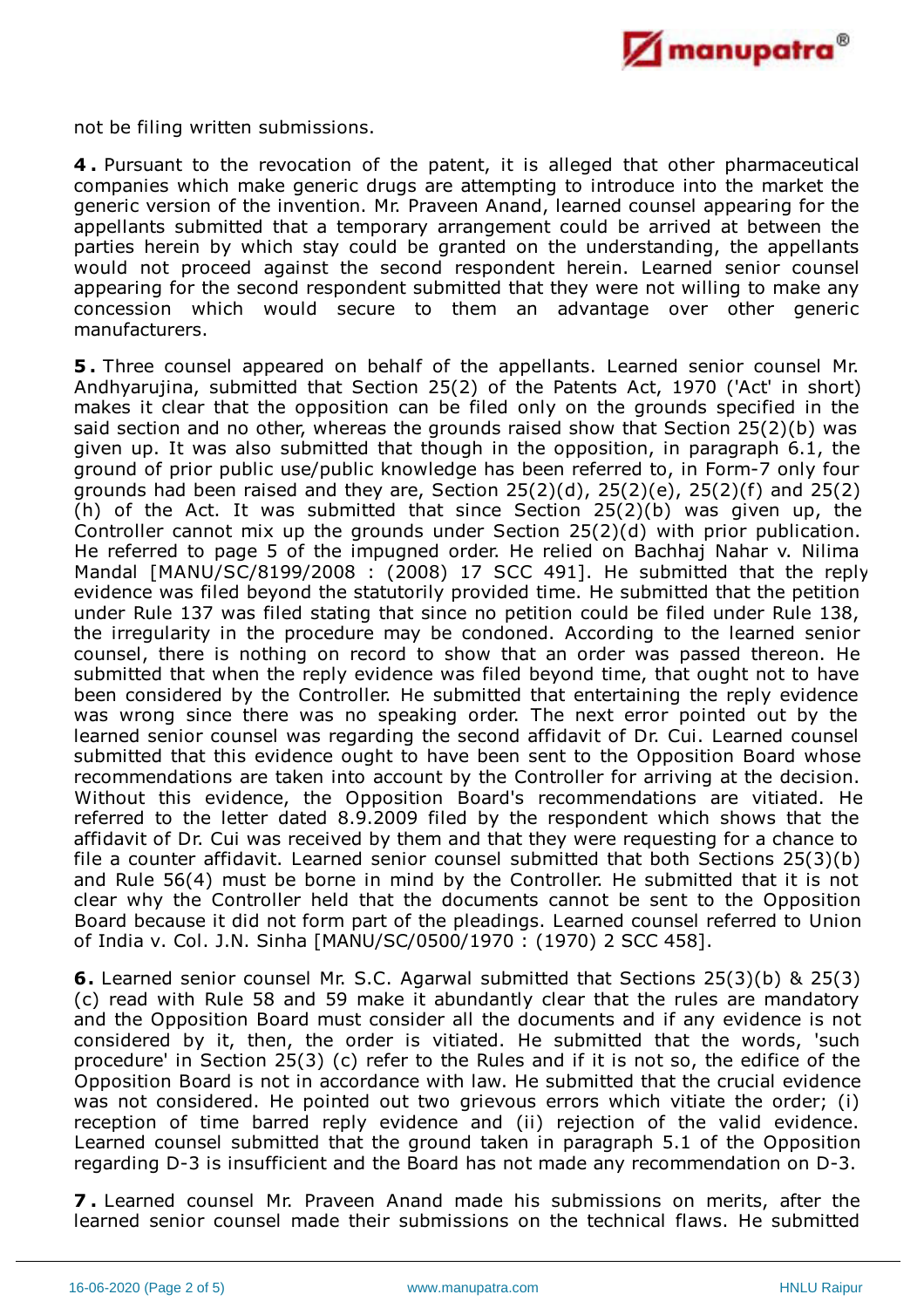not be filing written submissions.

**4.** Pursuant to the revocation of the patent, it is alleged that other pharmaceutical companies which make generic drugs are attempting to introduce into the market the generic version of the invention. Mr. Praveen Anand, learned counsel appearing for the appellants submitted that a temporary arrangement could be arrived at between the parties herein by which stay could be granted on the understanding, the appellants would not proceed against the second respondent herein. Learned senior counsel appearing for the second respondent submitted that they were not willing to make any concession which would secure to them an advantage over other generic manufacturers.

**5.** Three counsel appeared on behalf of the appellants. Learned senior counsel Mr. Andhyarujina, submitted that Section 25(2) of the Patents Act, 1970 ('Act' in short) makes it clear that the opposition can be filed only on the grounds specified in the said section and no other, whereas the grounds raised show that Section 25(2)(b) was given up. It was also submitted that though in the opposition, in paragraph 6.1, the ground of prior public use/public knowledge has been referred to, in Form-7 only four grounds had been raised and they are, Section 25(2)(d), 25(2)(e), 25(2)(f) and 25(2)(h) of the Act. It was submitted that since Section 25(2)(b) was given up, the Controller cannot mix up the grounds under Section 25(2)(d) with prior publication. He referred to page 5 of the impugned order. He relied on Bachhaj Nahar v. Nilima Mandal [MANU/SC/8199/2008 : (2008) 17 SCC 491]. He submitted that the reply evidence was filed beyond the statutorily provided time. He submitted that the petition under Rule 137 was filed stating that since no petition could be filed under Rule 138, the irregularity in the procedure may be condoned. According to the learned senior counsel, there is nothing on record to show that an order was passed thereon. He submitted that when the reply evidence was filed beyond time, that ought not to have been considered by the Controller. He submitted that entertaining the reply evidence was wrong since there was no speaking order. The next error pointed out by the learned senior counsel was regarding the second affidavit of Dr. Cui. Learned counsel submitted that this evidence ought to have been sent to the Opposition Board whose recommendations are taken into account by the Controller for arriving at the decision. Without this evidence, the Opposition Board's recommendations are vitiated. He referred to the letter dated 8.9.2009 filed by the respondent which shows that the affidavit of Dr. Cui was received by them and that they were requesting for a chance to file a counter affidavit. Learned senior counsel submitted that both Sections 25(3)(b) and Rule 56(4) must be borne in mind by the Controller. He submitted that it is not clear why the Controller held that the documents cannot be sent to the Opposition Board because it did not form part of the pleadings. Learned counsel referred to Union of India v. Col. J.N. Sinha [MANU/SC/0500/1970 : (1970) 2 SCC 458].

**6.** Learned senior counsel Mr. S.C. Agarwal submitted that Sections 25(3)(b) & 25(3)(c) read with Rule 58 and 59 make it abundantly clear that the rules are mandatory and the Opposition Board must consider all the documents and if any evidence is not considered by it, then, the order is vitiated. He submitted that the words, 'such procedure' in Section 25(3) (c) refer to the Rules and if it is not so, the edifice of the Opposition Board is not in accordance with law. He submitted that the crucial evidence was not considered. He pointed out two grievous errors which vitiate the order; (i) reception of time barred reply evidence and (ii) rejection of the valid evidence. Learned counsel submitted that the ground taken in paragraph 5.1 of the Opposition regarding D-3 is insufficient and the Board has not made any recommendation on D-3.

**7.** Learned counsel Mr. Praveen Anand made his submissions on merits, after the learned senior counsel made their submissions on the technical flaws. He submitted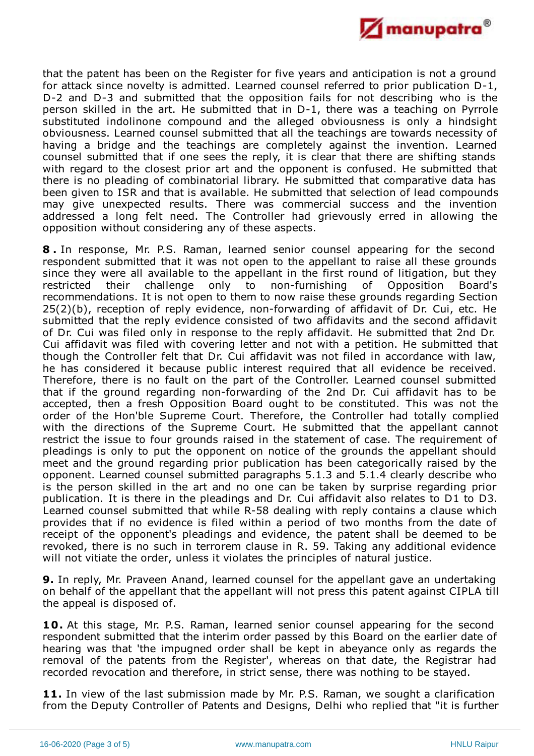that the patent has been on the Register for five years and anticipation is not a ground for attack since novelty is admitted. Learned counsel referred to prior publication D-1, D-2 and D-3 and submitted that the opposition fails for not describing who is the person skilled in the art. He submitted that in D-1, there was a teaching on Pyrrole substituted indolinone compound and the alleged obviousness is only a hindsight obviousness. Learned counsel submitted that all the teachings are towards necessity of having a bridge and the teachings are completely against the invention. Learned counsel submitted that if one sees the reply, it is clear that there are shifting stands with regard to the closest prior art and the opponent is confused. He submitted that there is no pleading of combinatorial library. He submitted that comparative data has been given to ISR and that is available. He submitted that selection of lead compounds may give unexpected results. There was commercial success and the invention addressed a long felt need. The Controller had grievously erred in allowing the opposition without considering any of these aspects.

**8.** In response, Mr. P.S. Raman, learned senior counsel appearing for the second respondent submitted that it was not open to the appellant to raise all these grounds since they were all available to the appellant in the first round of litigation, but they restricted their challenge only to non-furnishing of Opposition Board's recommendations. It is not open to them to now raise these grounds regarding Section 25(2)(b), reception of reply evidence, non-forwarding of affidavit of Dr. Cui, etc. He submitted that the reply evidence consisted of two affidavits and the second affidavit of Dr. Cui was filed only in response to the reply affidavit. He submitted that 2nd Dr. Cui affidavit was filed with covering letter and not with a petition. He submitted that though the Controller felt that Dr. Cui affidavit was not filed in accordance with law, he has considered it because public interest required that all evidence be received. Therefore, there is no fault on the part of the Controller. Learned counsel submitted that if the ground regarding non-forwarding of the 2nd Dr. Cui affidavit has to be accepted, then a fresh Opposition Board ought to be constituted. This was not the order of the Hon'ble Supreme Court. Therefore, the Controller had totally complied with the directions of the Supreme Court. He submitted that the appellant cannot restrict the issue to four grounds raised in the statement of case. The requirement of pleadings is only to put the opponent on notice of the grounds the appellant should meet and the ground regarding prior publication has been categorically raised by the opponent. Learned counsel submitted paragraphs 5.1.3 and 5.1.4 clearly describe who is the person skilled in the art and no one can be taken by surprise regarding prior publication. It is there in the pleadings and Dr. Cui affidavit also relates to D1 to D3. Learned counsel submitted that while R-58 dealing with reply contains a clause which provides that if no evidence is filed within a period of two months from the date of receipt of the opponent's pleadings and evidence, the patent shall be deemed to be revoked, there is no such in terrorem clause in R. 59. Taking any additional evidence will not vitiate the order, unless it violates the principles of natural justice.

**9.** In reply, Mr. Praveen Anand, learned counsel for the appellant gave an undertaking on behalf of the appellant that the appellant will not press this patent against CIPLA till the appeal is disposed of.

**10.** At this stage, Mr. P.S. Raman, learned senior counsel appearing for the second respondent submitted that the interim order passed by this Board on the earlier date of hearing was that 'the impugned order shall be kept in abeyance only as regards the removal of the patents from the Register', whereas on that date, the Registrar had recorded revocation and therefore, in strict sense, there was nothing to be stayed.

**11.** In view of the last submission made by Mr. P.S. Raman, we sought a clarification from the Deputy Controller of Patents and Designs, Delhi who replied that "it is further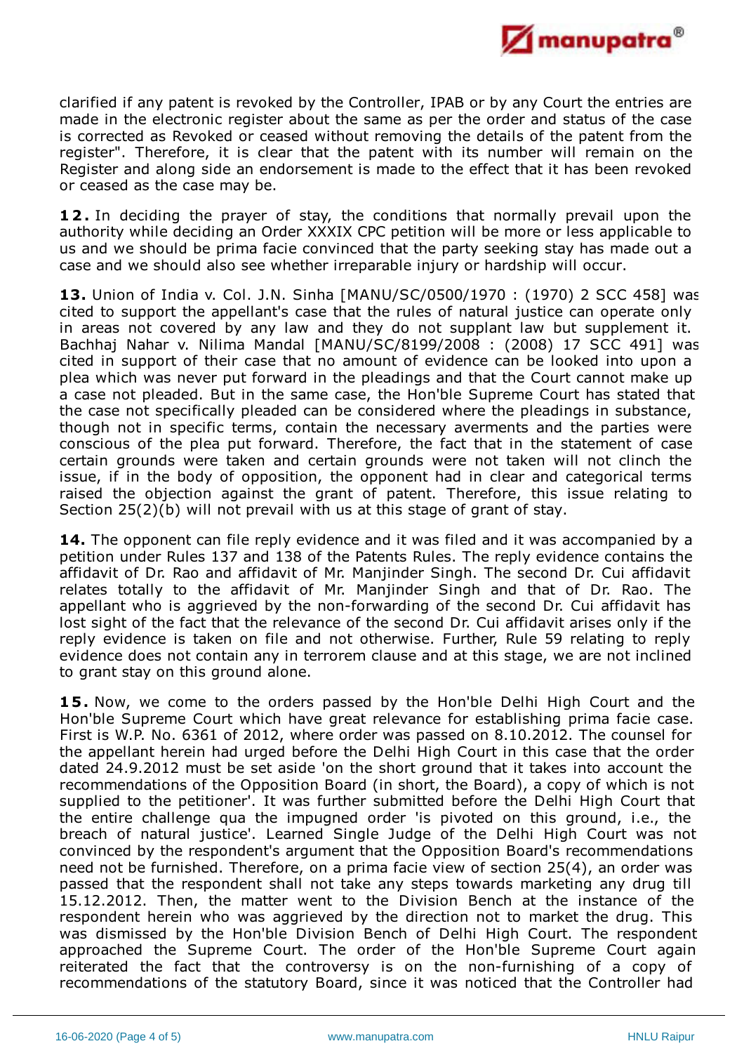clarified if any patent is revoked by the Controller, IPAB or by any Court the entries are made in the electronic register about the same as per the order and status of the case is corrected as Revoked or ceased without removing the details of the patent from the register". Therefore, it is clear that the patent with its number will remain on the Register and along side an endorsement is made to the effect that it has been revoked or ceased as the case may be.

**12.** In deciding the prayer of stay, the conditions that normally prevail upon the authority while deciding an Order XXXIX CPC petition will be more or less applicable to us and we should be prima facie convinced that the party seeking stay has made out a case and we should also see whether irreparable injury or hardship will occur.

**13.** Union of India v. Col. J.N. Sinha [MANU/SC/0500/1970 : (1970) 2 SCC 458] was cited to support the appellant's case that the rules of natural justice can operate only in areas not covered by any law and they do not supplant law but supplement it. Bachhaj Nahar v. Nilima Mandal [MANU/SC/8199/2008 : (2008) 17 SCC 491] was cited in support of their case that no amount of evidence can be looked into upon a plea which was never put forward in the pleadings and that the Court cannot make up a case not pleaded. But in the same case, the Hon'ble Supreme Court has stated that the case not specifically pleaded can be considered where the pleadings in substance, though not in specific terms, contain the necessary averments and the parties were conscious of the plea put forward. Therefore, the fact that in the statement of case certain grounds were taken and certain grounds were not taken will not clinch the issue, if in the body of opposition, the opponent had in clear and categorical terms raised the objection against the grant of patent. Therefore, this issue relating to Section 25(2)(b) will not prevail with us at this stage of grant of stay.

**14.** The opponent can file reply evidence and it was filed and it was accompanied by a petition under Rules 137 and 138 of the Patents Rules. The reply evidence contains the affidavit of Dr. Rao and affidavit of Mr. Manjinder Singh. The second Dr. Cui affidavit relates totally to the affidavit of Mr. Manjinder Singh and that of Dr. Rao. The appellant who is aggrieved by the non-forwarding of the second Dr. Cui affidavit has lost sight of the fact that the relevance of the second Dr. Cui affidavit arises only if the reply evidence is taken on file and not otherwise. Further, Rule 59 relating to reply evidence does not contain any in terrorem clause and at this stage, we are not inclined to grant stay on this ground alone.

**15.** Now, we come to the orders passed by the Hon'ble Delhi High Court and the Hon'ble Supreme Court which have great relevance for establishing prima facie case. First is W.P. No. 6361 of 2012, where order was passed on 8.10.2012. The counsel for the appellant herein had urged before the Delhi High Court in this case that the order dated 24.9.2012 must be set aside 'on the short ground that it takes into account the recommendations of the Opposition Board (in short, the Board), a copy of which is not supplied to the petitioner'. It was further submitted before the Delhi High Court that the entire challenge qua the impugned order 'is pivoted on this ground, i.e., the breach of natural justice'. Learned Single Judge of the Delhi High Court was not convinced by the respondent's argument that the Opposition Board's recommendations need not be furnished. Therefore, on a prima facie view of section 25(4), an order was passed that the respondent shall not take any steps towards marketing any drug till 15.12.2012. Then, the matter went to the Division Bench at the instance of the respondent herein who was aggrieved by the direction not to market the drug. This was dismissed by the Hon'ble Division Bench of Delhi High Court. The respondent approached the Supreme Court. The order of the Hon'ble Supreme Court again reiterated the fact that the controversy is on the non-furnishing of a copy of recommendations of the statutory Board, since it was noticed that the Controller had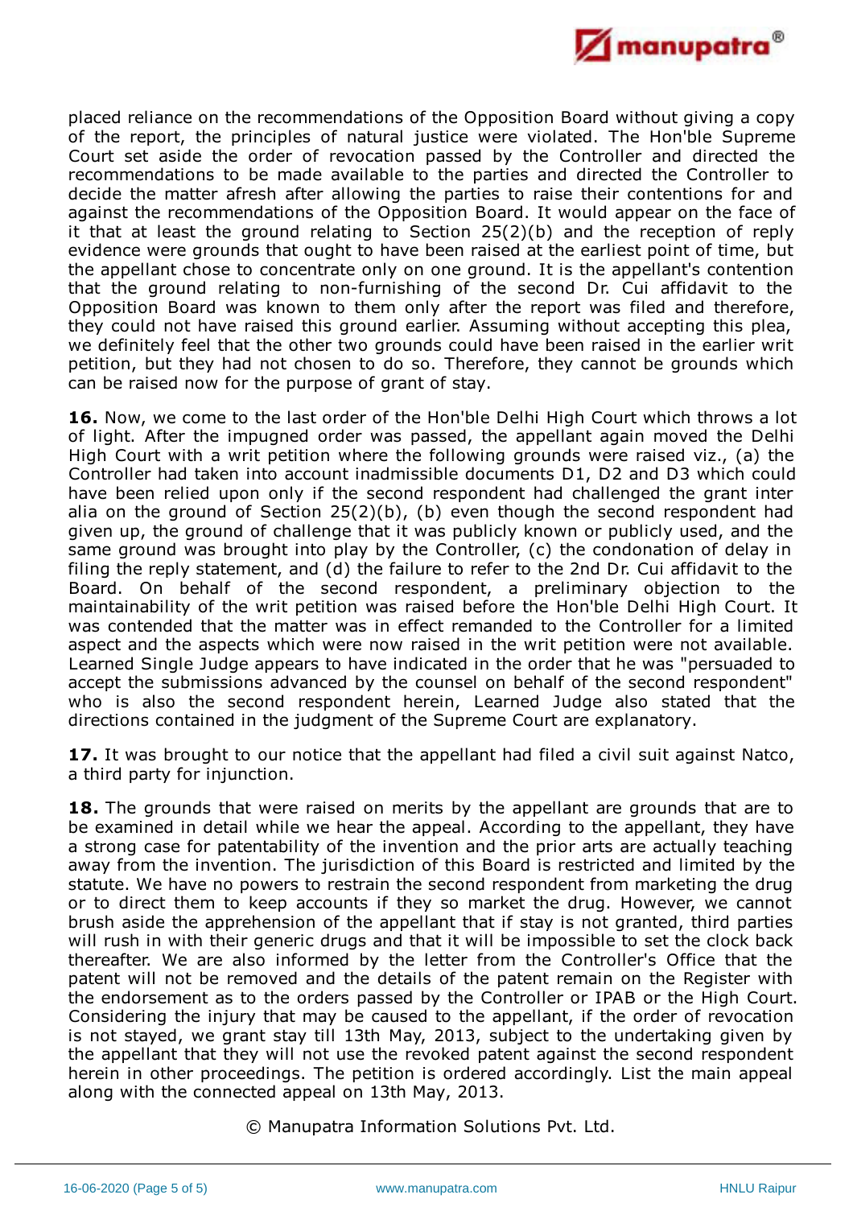placed reliance on the recommendations of the Opposition Board without giving a copy of the report, the principles of natural justice were violated. The Hon'ble Supreme Court set aside the order of revocation passed by the Controller and directed the recommendations to be made available to the parties and directed the Controller to decide the matter afresh after allowing the parties to raise their contentions for and against the recommendations of the Opposition Board. It would appear on the face of it that at least the ground relating to Section 25(2)(b) and the reception of reply evidence were grounds that ought to have been raised at the earliest point of time, but the appellant chose to concentrate only on one ground. It is the appellant's contention that the ground relating to non-furnishing of the second Dr. Cui affidavit to the Opposition Board was known to them only after the report was filed and therefore, they could not have raised this ground earlier. Assuming without accepting this plea, we definitely feel that the other two grounds could have been raised in the earlier writ petition, but they had not chosen to do so. Therefore, they cannot be grounds which can be raised now for the purpose of grant of stay.

**16.** Now, we come to the last order of the Hon'ble Delhi High Court which throws a lot of light. After the impugned order was passed, the appellant again moved the Delhi High Court with a writ petition where the following grounds were raised viz., (a) the Controller had taken into account inadmissible documents D1, D2 and D3 which could have been relied upon only if the second respondent had challenged the grant inter alia on the ground of Section 25(2)(b), (b) even though the second respondent had given up, the ground of challenge that it was publicly known or publicly used, and the same ground was brought into play by the Controller, (c) the condonation of delay in filing the reply statement, and (d) the failure to refer to the 2nd Dr. Cui affidavit to the Board. On behalf of the second respondent, a preliminary objection to the maintainability of the writ petition was raised before the Hon'ble Delhi High Court. It was contended that the matter was in effect remanded to the Controller for a limited aspect and the aspects which were now raised in the writ petition were not available. Learned Single Judge appears to have indicated in the order that he was "persuaded to accept the submissions advanced by the counsel on behalf of the second respondent" who is also the second respondent herein, Learned Judge also stated that the directions contained in the judgment of the Supreme Court are explanatory.

**17.** It was brought to our notice that the appellant had filed a civil suit against Natco, a third party for injunction.

**18.** The grounds that were raised on merits by the appellant are grounds that are to be examined in detail while we hear the appeal. According to the appellant, they have a strong case for patentability of the invention and the prior arts are actually teaching away from the invention. The jurisdiction of this Board is restricted and limited by the statute. We have no powers to restrain the second respondent from marketing the drug or to direct them to keep accounts if they so market the drug. However, we cannot brush aside the apprehension of the appellant that if stay is not granted, third parties will rush in with their generic drugs and that it will be impossible to set the clock back thereafter. We are also informed by the letter from the Controller's Office that the patent will not be removed and the details of the patent remain on the Register with the endorsement as to the orders passed by the Controller or IPAB or the High Court. Considering the injury that may be caused to the appellant, if the order of revocation is not stayed, we grant stay till 13th May, 2013, subject to the undertaking given by the appellant that they will not use the revoked patent against the second respondent herein in other proceedings. The petition is ordered accordingly. List the main appeal along with the connected appeal on 13th May, 2013.